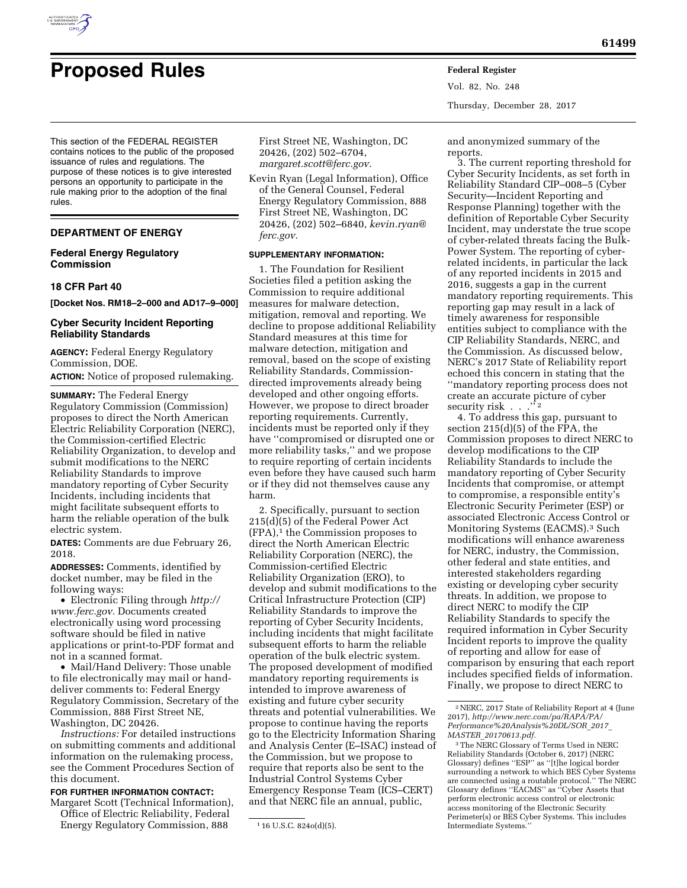# Proposed Rules

This section of the FEDERAL REGISTER contains notices to the public of the proposed issuance of rules and regulations. The purpose of these notices is to give interested persons an opportunity to participate in the rule making prior to the adoption of the final rules.

## DEPARTMENT OF ENERGY

### Federal Energy Regulatory Commission

### 18 CFR Part 40

**[Docket Nos. RM18–2–000 and AD17–9–000]**

### Cyber Security Incident Reporting Reliability Standards

**AGENCY:** Federal Energy Regulatory Commission, DOE.

**ACTION:** Notice of proposed rulemaking.

**SUMMARY:** The Federal Energy Regulatory Commission (Commission) proposes to direct the North American Electric Reliability Corporation (NERC), the Commission-certified Electric Reliability Organization, to develop and submit modifications to the NERC Reliability Standards to improve mandatory reporting of Cyber Security Incidents, including incidents that might facilitate subsequent efforts to harm the reliable operation of the bulk electric system.

**DATES:** Comments are due February 26, 2018.

**ADDRESSES:** Comments, identified by docket number, may be filed in the following ways:

- Electronic Filing through *http://www.ferc.gov.* Documents created electronically using word processing software should be filed in native applications or print-to-PDF format and not in a scanned format.
- Mail/Hand Delivery: Those unable to file electronically may mail or hand-deliver comments to: Federal Energy Regulatory Commission, Secretary of the Commission, 888 First Street NE, Washington, DC 20426.

*Instructions:* For detailed instructions on submitting comments and additional information on the rulemaking process, see the Comment Procedures Section of this document.

**FOR FURTHER INFORMATION CONTACT:**

Margaret Scott (Technical Information), Office of Electric Reliability, Federal Energy Regulatory Commission, 888 First Street NE, Washington, DC 20426, (202) 502–6704, *margaret.scott@ferc.gov.*

Kevin Ryan (Legal Information), Office of the General Counsel, Federal Energy Regulatory Commission, 888 First Street NE, Washington, DC 20426, (202) 502–6840, *kevin.ryan@ferc.gov.*

**SUPPLEMENTARY INFORMATION:**

1. The Foundation for Resilient Societies filed a petition asking the Commission to require additional measures for malware detection, mitigation, removal and reporting. We decline to propose additional Reliability Standard measures at this time for malware detection, mitigation and removal, based on the scope of existing Reliability Standards, Commission-directed improvements already being developed and other ongoing efforts. However, we propose to direct broader reporting requirements. Currently, incidents must be reported only if they have ''compromised or disrupted one or more reliability tasks,'' and we propose to require reporting of certain incidents even before they have caused such harm or if they did not themselves cause any harm.

2. Specifically, pursuant to section 215(d)(5) of the Federal Power Act (FPA),[1] the Commission proposes to direct the North American Electric Reliability Corporation (NERC), the Commission-certified Electric Reliability Organization (ERO), to develop and submit modifications to the Critical Infrastructure Protection (CIP) Reliability Standards to improve the reporting of Cyber Security Incidents, including incidents that might facilitate subsequent efforts to harm the reliable operation of the bulk electric system. The proposed development of modified mandatory reporting requirements is intended to improve awareness of existing and future cyber security threats and potential vulnerabilities. We propose to continue having the reports go to the Electricity Information Sharing and Analysis Center (E–ISAC) instead of the Commission, but we propose to require that reports also be sent to the Industrial Control Systems Cyber Emergency Response Team (ICS–CERT) and that NERC file an annual, public, and anonymized summary of the reports.

3. The current reporting threshold for Cyber Security Incidents, as set forth in Reliability Standard CIP–008–5 (Cyber Security—Incident Reporting and Response Planning) together with the definition of Reportable Cyber Security Incident, may understate the true scope of cyber-related threats facing the Bulk-Power System. The reporting of cyber-related incidents, in particular the lack of any reported incidents in 2015 and 2016, suggests a gap in the current mandatory reporting requirements. This reporting gap may result in a lack of timely awareness for responsible entities subject to compliance with the CIP Reliability Standards, NERC, and the Commission. As discussed below, NERC's 2017 State of Reliability report echoed this concern in stating that the ''mandatory reporting process does not create an accurate picture of cyber security risk . . .''[2]

4. To address this gap, pursuant to section 215(d)(5) of the FPA, the Commission proposes to direct NERC to develop modifications to the CIP Reliability Standards to include the mandatory reporting of Cyber Security Incidents that compromise, or attempt to compromise, a responsible entity's Electronic Security Perimeter (ESP) or associated Electronic Access Control or Monitoring Systems (EACMS).[3] Such modifications will enhance awareness for NERC, industry, the Commission, other federal and state entities, and interested stakeholders regarding existing or developing cyber security threats. In addition, we propose to direct NERC to modify the CIP Reliability Standards to specify the required information in Cyber Security Incident reports to improve the quality of reporting and allow for ease of comparison by ensuring that each report includes specified fields of information. Finally, we propose to direct NERC to

---

[1] 16 U.S.C. 824o(d)(5).

[2] NERC, 2017 State of Reliability Report at 4 (June 2017), *http://www.nerc.com/pa/RAPA/PA/Performance%20Analysis%20DL/SOR_2017_MASTER_20170613.pdf.*

[3] The NERC Glossary of Terms Used in NERC Reliability Standards (October 6, 2017) (NERC Glossary) defines ''ESP'' as ''[t]he logical border surrounding a network to which BES Cyber Systems are connected using a routable protocol.'' The NERC Glossary defines ''EACMS'' as ''Cyber Assets that perform electronic access control or electronic access monitoring of the Electronic Security Perimeter(s) or BES Cyber Systems. This includes Intermediate Systems.''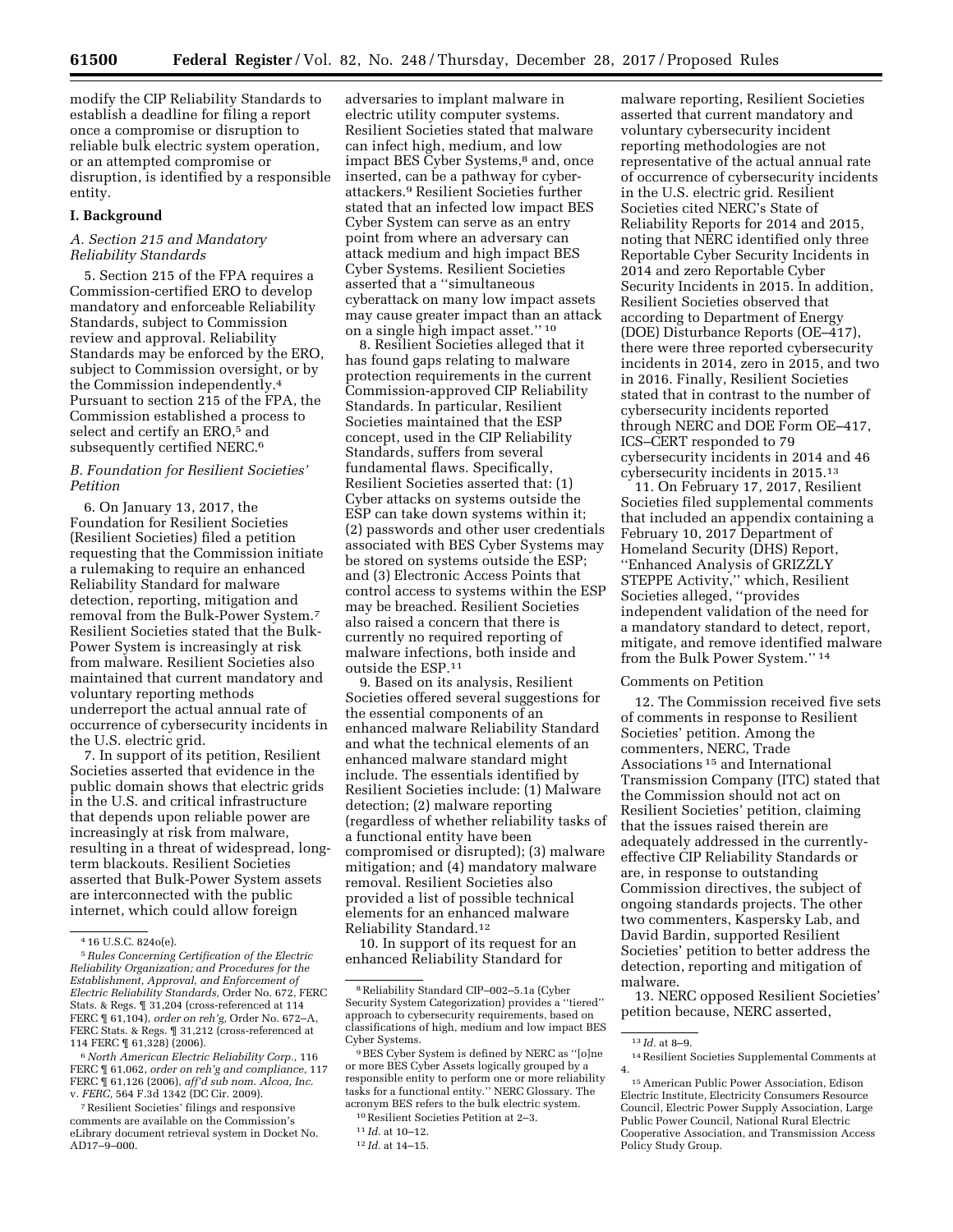modify the CIP Reliability Standards to establish a deadline for filing a report once a compromise or disruption to reliable bulk electric system operation, or an attempted compromise or disruption, is identified by a responsible entity.

## I. Background

### *A. Section 215 and Mandatory Reliability Standards*

5. Section 215 of the FPA requires a Commission-certified ERO to develop mandatory and enforceable Reliability Standards, subject to Commission review and approval. Reliability Standards may be enforced by the ERO, subject to Commission oversight, or by the Commission independently.[4] Pursuant to section 215 of the FPA, the Commission established a process to select and certify an ERO,[5] and subsequently certified NERC.[6]

### *B. Foundation for Resilient Societies' Petition*

6. On January 13, 2017, the Foundation for Resilient Societies (Resilient Societies) filed a petition requesting that the Commission initiate a rulemaking to require an enhanced Reliability Standard for malware detection, reporting, mitigation and removal from the Bulk-Power System.[7] Resilient Societies stated that the Bulk-Power System is increasingly at risk from malware. Resilient Societies also maintained that current mandatory and voluntary reporting methods underreport the actual annual rate of occurrence of cybersecurity incidents in the U.S. electric grid.

7. In support of its petition, Resilient Societies asserted that evidence in the public domain shows that electric grids in the U.S. and critical infrastructure that depends upon reliable power are increasingly at risk from malware, resulting in a threat of widespread, long-term blackouts. Resilient Societies asserted that Bulk-Power System assets are interconnected with the public internet, which could allow foreign adversaries to implant malware in electric utility computer systems. Resilient Societies stated that malware can infect high, medium, and low impact BES Cyber Systems,[8] and, once inserted, can be a pathway for cyber-attackers.[9] Resilient Societies further stated that an infected low impact BES Cyber System can serve as an entry point from where an adversary can attack medium and high impact BES Cyber Systems. Resilient Societies asserted that a "simultaneous cyberattack on many low impact assets may cause greater impact than an attack on a single high impact asset." [10]

8. Resilient Societies alleged that it has found gaps relating to malware protection requirements in the current Commission-approved CIP Reliability Standards. In particular, Resilient Societies maintained that the ESP concept, used in the CIP Reliability Standards, suffers from several fundamental flaws. Specifically, Resilient Societies asserted that: (1) Cyber attacks on systems outside the ESP can take down systems within it; (2) passwords and other user credentials associated with BES Cyber Systems may be stored on systems outside the ESP; and (3) Electronic Access Points that control access to systems within the ESP may be breached. Resilient Societies also raised a concern that there is currently no required reporting of malware infections, both inside and outside the ESP.[11]

9. Based on its analysis, Resilient Societies offered several suggestions for the essential components of an enhanced malware Reliability Standard and what the technical elements of an enhanced malware standard might include. The essentials identified by Resilient Societies include: (1) Malware detection; (2) malware reporting (regardless of whether reliability tasks of a functional entity have been compromised or disrupted); (3) malware mitigation; and (4) mandatory malware removal. Resilient Societies also provided a list of possible technical elements for an enhanced malware Reliability Standard.[12]

10. In support of its request for an enhanced Reliability Standard for malware reporting, Resilient Societies asserted that current mandatory and voluntary cybersecurity incident reporting methodologies are not representative of the actual annual rate of occurrence of cybersecurity incidents in the U.S. electric grid. Resilient Societies cited NERC's State of Reliability Reports for 2014 and 2015, noting that NERC identified only three Reportable Cyber Security Incidents in 2014 and zero Reportable Cyber Security Incidents in 2015. In addition, Resilient Societies observed that according to Department of Energy (DOE) Disturbance Reports (OE–417), there were three reported cybersecurity incidents in 2014, zero in 2015, and two in 2016. Finally, Resilient Societies stated that in contrast to the number of cybersecurity incidents reported through NERC and DOE Form OE–417, ICS–CERT responded to 79 cybersecurity incidents in 2014 and 46 cybersecurity incidents in 2015.[13]

11. On February 17, 2017, Resilient Societies filed supplemental comments that included an appendix containing a February 10, 2017 Department of Homeland Security (DHS) Report, "Enhanced Analysis of GRIZZLY STEPPE Activity," which, Resilient Societies alleged, "provides independent validation of the need for a mandatory standard to detect, report, mitigate, and remove identified malware from the Bulk Power System." [14]

Comments on Petition

12. The Commission received five sets of comments in response to Resilient Societies' petition. Among the commenters, NERC, Trade Associations [15] and International Transmission Company (ITC) stated that the Commission should not act on Resilient Societies' petition, claiming that the issues raised therein are adequately addressed in the currently-effective CIP Reliability Standards or are, in response to outstanding Commission directives, the subject of ongoing standards projects. The other two commenters, Kaspersky Lab, and David Bardin, supported Resilient Societies' petition to better address the detection, reporting and mitigation of malware.

13. NERC opposed Resilient Societies' petition because, NERC asserted,

---

[4] 16 U.S.C. 824o(e).

[5] *Rules Concerning Certification of the Electric Reliability Organization; and Procedures for the Establishment, Approval, and Enforcement of Electric Reliability Standards,* Order No. 672, FERC Stats. & Regs. ¶ 31,204 (cross-referenced at 114 FERC ¶ 61,104), *order on reh'g,* Order No. 672–A, FERC Stats. & Regs. ¶ 31,212 (cross-referenced at 114 FERC ¶ 61,328) (2006).

[6] *North American Electric Reliability Corp.,* 116 FERC ¶ 61,062, *order on reh'g and compliance,* 117 FERC ¶ 61,126 (2006), *aff'd sub nom. Alcoa, Inc.* v. *FERC,* 564 F.3d 1342 (DC Cir. 2009).

[7] Resilient Societies' filings and responsive comments are available on the Commission's eLibrary document retrieval system in Docket No. AD17–9–000.

[8] Reliability Standard CIP–002–5.1a (Cyber Security System Categorization) provides a "tiered" approach to cybersecurity requirements, based on classifications of high, medium and low impact BES Cyber Systems.

[9] BES Cyber System is defined by NERC as "[o]ne or more BES Cyber Assets logically grouped by a responsible entity to perform one or more reliability tasks for a functional entity." NERC Glossary. The acronym BES refers to the bulk electric system.

[10] Resilient Societies Petition at 2–3.

[11] *Id.* at 10–12.

[12] *Id.* at 14–15.

[13] *Id.* at 8–9.

[14] Resilient Societies Supplemental Comments at 4.

[15] American Public Power Association, Edison Electric Institute, Electricity Consumers Resource Council, Electric Power Supply Association, Large Public Power Council, National Rural Electric Cooperative Association, and Transmission Access Policy Study Group.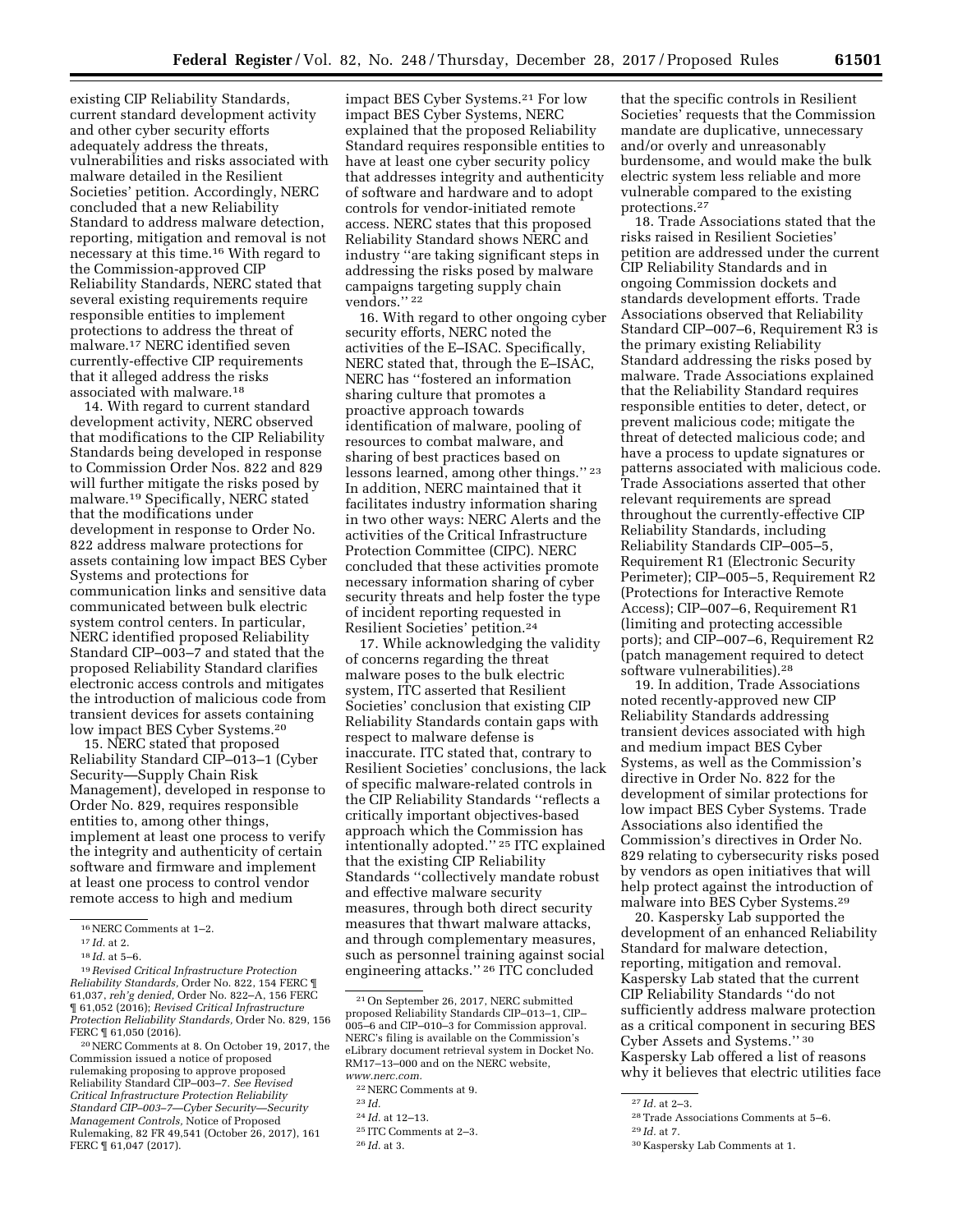existing CIP Reliability Standards, current standard development activity and other cyber security efforts adequately address the threats, vulnerabilities and risks associated with malware detailed in the Resilient Societies' petition. Accordingly, NERC concluded that a new Reliability Standard to address malware detection, reporting, mitigation and removal is not necessary at this time.[16] With regard to the Commission-approved CIP Reliability Standards, NERC stated that several existing requirements require responsible entities to implement protections to address the threat of malware.[17] NERC identified seven currently-effective CIP requirements that it alleged address the risks associated with malware.[18]

14. With regard to current standard development activity, NERC observed that modifications to the CIP Reliability Standards being developed in response to Commission Order Nos. 822 and 829 will further mitigate the risks posed by malware.[19] Specifically, NERC stated that the modifications under development in response to Order No. 822 address malware protections for assets containing low impact BES Cyber Systems and protections for communication links and sensitive data communicated between bulk electric system control centers. In particular, NERC identified proposed Reliability Standard CIP–003–7 and stated that the proposed Reliability Standard clarifies electronic access controls and mitigates the introduction of malicious code from transient devices for assets containing low impact BES Cyber Systems.[20]

15. NERC stated that proposed Reliability Standard CIP–013–1 (Cyber Security—Supply Chain Risk Management), developed in response to Order No. 829, requires responsible entities to, among other things, implement at least one process to verify the integrity and authenticity of certain software and firmware and implement at least one process to control vendor remote access to high and medium impact BES Cyber Systems.[21] For low impact BES Cyber Systems, NERC explained that the proposed Reliability Standard requires responsible entities to have at least one cyber security policy that addresses integrity and authenticity of software and hardware and to adopt controls for vendor-initiated remote access. NERC states that this proposed Reliability Standard shows NERC and industry "are taking significant steps in addressing the risks posed by malware campaigns targeting supply chain vendors." [22]

16. With regard to other ongoing cyber security efforts, NERC noted the activities of the E–ISAC. Specifically, NERC stated that, through the E–ISAC, NERC has "fostered an information sharing culture that promotes a proactive approach towards identification of malware, pooling of resources to combat malware, and sharing of best practices based on lessons learned, among other things." [23] In addition, NERC maintained that it facilitates industry information sharing in two other ways: NERC Alerts and the activities of the Critical Infrastructure Protection Committee (CIPC). NERC concluded that these activities promote necessary information sharing of cyber security threats and help foster the type of incident reporting requested in Resilient Societies' petition.[24]

17. While acknowledging the validity of concerns regarding the threat malware poses to the bulk electric system, ITC asserted that Resilient Societies' conclusion that existing CIP Reliability Standards contain gaps with respect to malware defense is inaccurate. ITC stated that, contrary to Resilient Societies' conclusions, the lack of specific malware-related controls in the CIP Reliability Standards "reflects a critically important objectives-based approach which the Commission has intentionally adopted." [25] ITC explained that the existing CIP Reliability Standards "collectively mandate robust and effective malware security measures, through both direct security measures that thwart malware attacks, and through complementary measures, such as personnel training against social engineering attacks." [26] ITC concluded that the specific controls in Resilient Societies' requests that the Commission mandate are duplicative, unnecessary and/or overly and unreasonably burdensome, and would make the bulk electric system less reliable and more vulnerable compared to the existing protections.[27]

18. Trade Associations stated that the risks raised in Resilient Societies' petition are addressed under the current CIP Reliability Standards and in ongoing Commission dockets and standards development efforts. Trade Associations observed that Reliability Standard CIP–007–6, Requirement R3 is the primary existing Reliability Standard addressing the risks posed by malware. Trade Associations explained that the Reliability Standard requires responsible entities to deter, detect, or prevent malicious code; mitigate the threat of detected malicious code; and have a process to update signatures or patterns associated with malicious code. Trade Associations asserted that other relevant requirements are spread throughout the currently-effective CIP Reliability Standards, including Reliability Standards CIP–005–5, Requirement R1 (Electronic Security Perimeter); CIP–005–5, Requirement R2 (Protections for Interactive Remote Access); CIP–007–6, Requirement R1 (limiting and protecting accessible ports); and CIP–007–6, Requirement R2 (patch management required to detect software vulnerabilities).[28]

19. In addition, Trade Associations noted recently-approved new CIP Reliability Standards addressing transient devices associated with high and medium impact BES Cyber Systems, as well as the Commission's directive in Order No. 822 for the development of similar protections for low impact BES Cyber Systems. Trade Associations also identified the Commission's directives in Order No. 829 relating to cybersecurity risks posed by vendors as open initiatives that will help protect against the introduction of malware into BES Cyber Systems.[29]

20. Kaspersky Lab supported the development of an enhanced Reliability Standard for malware detection, reporting, mitigation and removal. Kaspersky Lab stated that the current CIP Reliability Standards "do not sufficiently address malware protection as a critical component in securing BES Cyber Assets and Systems." [30] Kaspersky Lab offered a list of reasons why it believes that electric utilities face

---

[16] NERC Comments at 1–2.

[17] *Id.* at 2.

[18] *Id.* at 5–6.

[19] *Revised Critical Infrastructure Protection Reliability Standards,* Order No. 822, 154 FERC ¶ 61,037, *reh'g denied,* Order No. 822–A, 156 FERC ¶ 61,052 (2016); *Revised Critical Infrastructure Protection Reliability Standards,* Order No. 829, 156 FERC ¶ 61,050 (2016).

[20] NERC Comments at 8. On October 19, 2017, the Commission issued a notice of proposed rulemaking proposing to approve proposed Reliability Standard CIP–003–7. *See Revised Critical Infrastructure Protection Reliability Standard CIP–003–7—Cyber Security—Security Management Controls,* Notice of Proposed Rulemaking, 82 FR 49,541 (October 26, 2017), 161 FERC ¶ 61,047 (2017).

[21] On September 26, 2017, NERC submitted proposed Reliability Standards CIP–013–1, CIP–005–6 and CIP–010–3 for Commission approval. NERC's filing is available on the Commission's eLibrary document retrieval system in Docket No. RM17–13–000 and on the NERC website, *www.nerc.com.*

[22] NERC Comments at 9.

[23] *Id.*

[24] *Id.* at 12–13.

[25] ITC Comments at 2–3.

[26] *Id.* at 3.

[27] *Id.* at 2–3.

[28] Trade Associations Comments at 5–6.

[29] *Id.* at 7.

[30] Kaspersky Lab Comments at 1.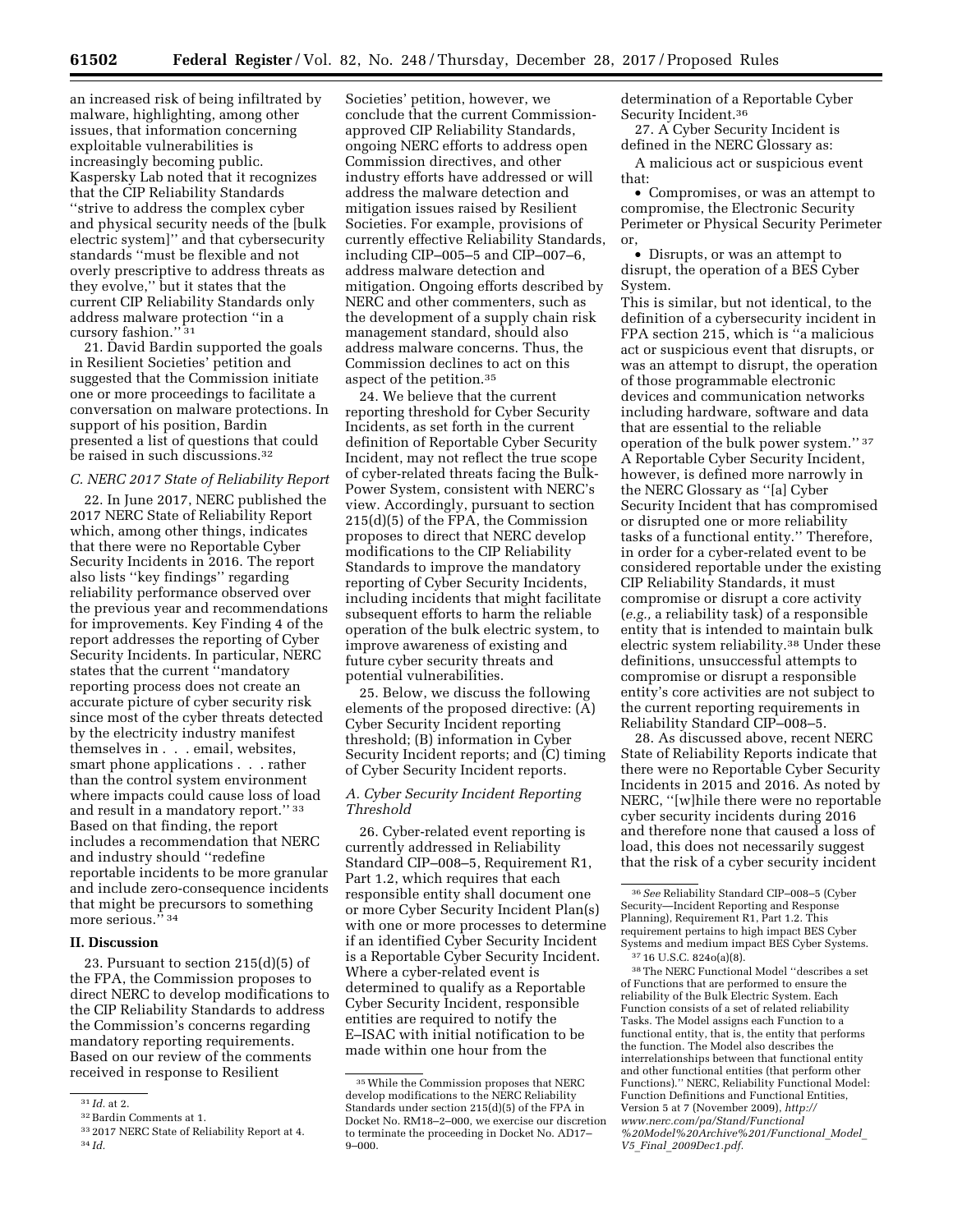an increased risk of being infiltrated by malware, highlighting, among other issues, that information concerning exploitable vulnerabilities is increasingly becoming public. Kaspersky Lab noted that it recognizes that the CIP Reliability Standards ''strive to address the complex cyber and physical security needs of the [bulk electric system]'' and that cybersecurity standards ''must be flexible and not overly prescriptive to address threats as they evolve,'' but it states that the current CIP Reliability Standards only address malware protection ''in a cursory fashion.'' [31]

21. David Bardin supported the goals in Resilient Societies' petition and suggested that the Commission initiate one or more proceedings to facilitate a conversation on malware protections. In support of his position, Bardin presented a list of questions that could be raised in such discussions.[32]

### C. NERC 2017 State of Reliability Report

22. In June 2017, NERC published the 2017 NERC State of Reliability Report which, among other things, indicates that there were no Reportable Cyber Security Incidents in 2016. The report also lists ''key findings'' regarding reliability performance observed over the previous year and recommendations for improvements. Key Finding 4 of the report addresses the reporting of Cyber Security Incidents. In particular, NERC states that the current ''mandatory reporting process does not create an accurate picture of cyber security risk since most of the cyber threats detected by the electricity industry manifest themselves in . . . email, websites, smart phone applications . . . rather than the control system environment where impacts could cause loss of load and result in a mandatory report.'' [33] Based on that finding, the report includes a recommendation that NERC and industry should ''redefine reportable incidents to be more granular and include zero-consequence incidents that might be precursors to something more serious.'' [34]

## II. Discussion

23. Pursuant to section 215(d)(5) of the FPA, the Commission proposes to direct NERC to develop modifications to the CIP Reliability Standards to address the Commission's concerns regarding mandatory reporting requirements. Based on our review of the comments received in response to Resilient Societies' petition, however, we conclude that the current Commission-approved CIP Reliability Standards, ongoing NERC efforts to address open Commission directives, and other industry efforts have addressed or will address the malware detection and mitigation issues raised by Resilient Societies. For example, provisions of currently effective Reliability Standards, including CIP–005–5 and CIP–007–6, address malware detection and mitigation. Ongoing efforts described by NERC and other commenters, such as the development of a supply chain risk management standard, should also address malware concerns. Thus, the Commission declines to act on this aspect of the petition.[35]

24. We believe that the current reporting threshold for Cyber Security Incidents, as set forth in the current definition of Reportable Cyber Security Incident, may not reflect the true scope of cyber-related threats facing the Bulk-Power System, consistent with NERC's view. Accordingly, pursuant to section 215(d)(5) of the FPA, the Commission proposes to direct that NERC develop modifications to the CIP Reliability Standards to improve the mandatory reporting of Cyber Security Incidents, including incidents that might facilitate subsequent efforts to harm the reliable operation of the bulk electric system, to improve awareness of existing and future cyber security threats and potential vulnerabilities.

25. Below, we discuss the following elements of the proposed directive: (A) Cyber Security Incident reporting threshold; (B) information in Cyber Security Incident reports; and (C) timing of Cyber Security Incident reports.

### A. Cyber Security Incident Reporting Threshold

26. Cyber-related event reporting is currently addressed in Reliability Standard CIP–008–5, Requirement R1, Part 1.2, which requires that each responsible entity shall document one or more Cyber Security Incident Plan(s) with one or more processes to determine if an identified Cyber Security Incident is a Reportable Cyber Security Incident. Where a cyber-related event is determined to qualify as a Reportable Cyber Security Incident, responsible entities are required to notify the E–ISAC with initial notification to be made within one hour from the determination of a Reportable Cyber Security Incident.[36]

27. A Cyber Security Incident is defined in the NERC Glossary as:

> A malicious act or suspicious event that:
>
> - Compromises, or was an attempt to compromise, the Electronic Security Perimeter or Physical Security Perimeter or,
> - Disrupts, or was an attempt to disrupt, the operation of a BES Cyber System.

This is similar, but not identical, to the definition of a cybersecurity incident in FPA section 215, which is ''a malicious act or suspicious event that disrupts, or was an attempt to disrupt, the operation of those programmable electronic devices and communication networks including hardware, software and data that are essential to the reliable operation of the bulk power system.'' [37] A Reportable Cyber Security Incident, however, is defined more narrowly in the NERC Glossary as ''[a] Cyber Security Incident that has compromised or disrupted one or more reliability tasks of a functional entity.'' Therefore, in order for a cyber-related event to be considered reportable under the existing CIP Reliability Standards, it must compromise or disrupt a core activity (*e.g.,* a reliability task) of a responsible entity that is intended to maintain bulk electric system reliability.[38] Under these definitions, unsuccessful attempts to compromise or disrupt a responsible entity's core activities are not subject to the current reporting requirements in Reliability Standard CIP–008–5.

28. As discussed above, recent NERC State of Reliability Reports indicate that there were no Reportable Cyber Security Incidents in 2015 and 2016. As noted by NERC, ''[w]hile there were no reportable cyber security incidents during 2016 and therefore none that caused a loss of load, this does not necessarily suggest that the risk of a cyber security incident

---

[31] *Id.* at 2.

[32] Bardin Comments at 1.

[33] 2017 NERC State of Reliability Report at 4.

[34] *Id.*

[35] While the Commission proposes that NERC develop modifications to the NERC Reliability Standards under section 215(d)(5) of the FPA in Docket No. RM18–2–000, we exercise our discretion to terminate the proceeding in Docket No. AD17–9–000.

[36] *See* Reliability Standard CIP–008–5 (Cyber Security—Incident Reporting and Response Planning), Requirement R1, Part 1.2. This requirement pertains to high impact BES Cyber Systems and medium impact BES Cyber Systems.

[37] 16 U.S.C. 824o(a)(8).

[38] The NERC Functional Model ''describes a set of Functions that are performed to ensure the reliability of the Bulk Electric System. Each Function consists of a set of related reliability Tasks. The Model assigns each Function to a functional entity, that is, the entity that performs the function. The Model also describes the interrelationships between that functional entity and other functional entities (that perform other Functions).'' NERC, Reliability Functional Model: Function Definitions and Functional Entities, Version 5 at 7 (November 2009), *http://www.nerc.com/pa/Stand/Functional%20Model%20Archive%201/Functional_Model_V5_Final_2009Dec1.pdf.*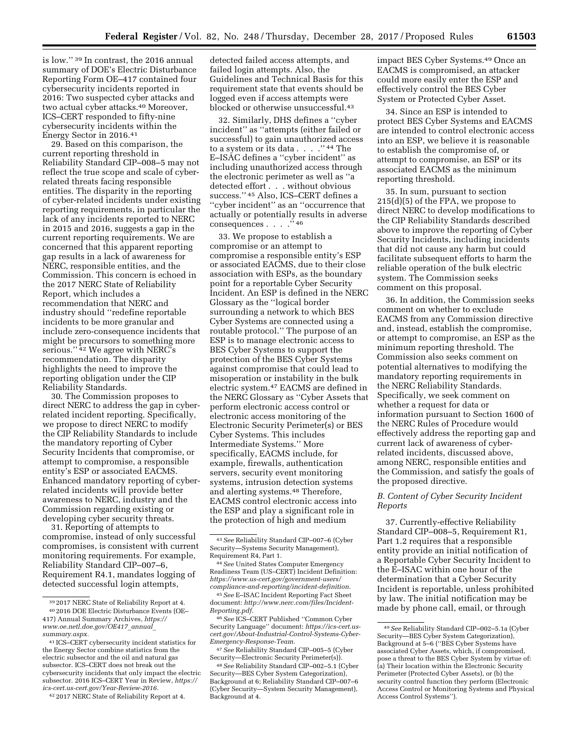is low." [39] In contrast, the 2016 annual summary of DOE's Electric Disturbance Reporting Form OE–417 contained four cybersecurity incidents reported in 2016: Two suspected cyber attacks and two actual cyber attacks.[40] Moreover, ICS–CERT responded to fifty-nine cybersecurity incidents within the Energy Sector in 2016.[41]

29. Based on this comparison, the current reporting threshold in Reliability Standard CIP–008–5 may not reflect the true scope and scale of cyber-related threats facing responsible entities. The disparity in the reporting of cyber-related incidents under existing reporting requirements, in particular the lack of any incidents reported to NERC in 2015 and 2016, suggests a gap in the current reporting requirements. We are concerned that this apparent reporting gap results in a lack of awareness for NERC, responsible entities, and the Commission. This concern is echoed in the 2017 NERC State of Reliability Report, which includes a recommendation that NERC and industry should "redefine reportable incidents to be more granular and include zero-consequence incidents that might be precursors to something more serious." [42] We agree with NERC's recommendation. The disparity highlights the need to improve the reporting obligation under the CIP Reliability Standards.

30. The Commission proposes to direct NERC to address the gap in cyber-related incident reporting. Specifically, we propose to direct NERC to modify the CIP Reliability Standards to include the mandatory reporting of Cyber Security Incidents that compromise, or attempt to compromise, a responsible entity's ESP or associated EACMS. Enhanced mandatory reporting of cyber-related incidents will provide better awareness to NERC, industry and the Commission regarding existing or developing cyber security threats.

31. Reporting of attempts to compromise, instead of only successful compromises, is consistent with current monitoring requirements. For example, Reliability Standard CIP–007–6, Requirement R4.1, mandates logging of detected successful login attempts, detected failed access attempts, and failed login attempts. Also, the Guidelines and Technical Basis for this requirement state that events should be logged even if access attempts were blocked or otherwise unsuccessful.[43]

32. Similarly, DHS defines a "cyber incident" as "attempts (either failed or successful) to gain unauthorized access to a system or its data . . . ." [44] The E–ISAC defines a "cyber incident" as including unauthorized access through the electronic perimeter as well as "a detected effort . . . without obvious success." [45] Also, ICS–CERT defines a "cyber incident" as an "occurrence that actually or potentially results in adverse consequences . . . ." [46]

33. We propose to establish a compromise or an attempt to compromise a responsible entity's ESP or associated EACMS, due to their close association with ESPs, as the boundary point for a reportable Cyber Security Incident. An ESP is defined in the NERC Glossary as the "logical border surrounding a network to which BES Cyber Systems are connected using a routable protocol." The purpose of an ESP is to manage electronic access to BES Cyber Systems to support the protection of the BES Cyber Systems against compromise that could lead to misoperation or instability in the bulk electric system.[47] EACMS are defined in the NERC Glossary as "Cyber Assets that perform electronic access control or electronic access monitoring of the Electronic Security Perimeter(s) or BES Cyber Systems. This includes Intermediate Systems." More specifically, EACMS include, for example, firewalls, authentication servers, security event monitoring systems, intrusion detection systems and alerting systems.[48] Therefore, EACMS control electronic access into the ESP and play a significant role in the protection of high and medium impact BES Cyber Systems.[49] Once an EACMS is compromised, an attacker could more easily enter the ESP and effectively control the BES Cyber System or Protected Cyber Asset.

34. Since an ESP is intended to protect BES Cyber Systems and EACMS are intended to control electronic access into an ESP, we believe it is reasonable to establish the compromise of, or attempt to compromise, an ESP or its associated EACMS as the minimum reporting threshold.

35. In sum, pursuant to section 215(d)(5) of the FPA, we propose to direct NERC to develop modifications to the CIP Reliability Standards described above to improve the reporting of Cyber Security Incidents, including incidents that did not cause any harm but could facilitate subsequent efforts to harm the reliable operation of the bulk electric system. The Commission seeks comment on this proposal.

36. In addition, the Commission seeks comment on whether to exclude EACMS from any Commission directive and, instead, establish the compromise, or attempt to compromise, an ESP as the minimum reporting threshold. The Commission also seeks comment on potential alternatives to modifying the mandatory reporting requirements in the NERC Reliability Standards. Specifically, we seek comment on whether a request for data or information pursuant to Section 1600 of the NERC Rules of Procedure would effectively address the reporting gap and current lack of awareness of cyber-related incidents, discussed above, among NERC, responsible entities and the Commission, and satisfy the goals of the proposed directive.

### *B. Content of Cyber Security Incident Reports*

37. Currently-effective Reliability Standard CIP–008–5, Requirement R1, Part 1.2 requires that a responsible entity provide an initial notification of a Reportable Cyber Security Incident to the E–ISAC within one hour of the determination that a Cyber Security Incident is reportable, unless prohibited by law. The initial notification may be made by phone call, email, or through

---

[39] 2017 NERC State of Reliability Report at 4.

[40] 2016 DOE Electric Disturbance Events (OE–417) Annual Summary Archives, *https://www.oe.netl.doe.gov/OE417_annual_summary.aspx.*

[41] ICS–CERT cybersecurity incident statistics for the Energy Sector combine statistics from the electric subsector and the oil and natural gas subsector. ICS–CERT does not break out the cybersecurity incidents that only impact the electric subsector. 2016 ICS–CERT Year in Review, *https://ics-cert.us-cert.gov/Year-Review-2016.*

[42] 2017 NERC State of Reliability Report at 4.

[43] *See* Reliability Standard CIP–007–6 (Cyber Security—Systems Security Management), Requirement R4, Part 1.

[44] *See* United States Computer Emergency Readiness Team (US–CERT) Incident Definition: *https://www.us-cert.gov/government-users/compliance-and-reporting/incident-definition.*

[45] *See* E–ISAC Incident Reporting Fact Sheet document: *http://www.nerc.com/files/Incident-Reporting.pdf.*

[46] *See* ICS–CERT Published "Common Cyber Security Language" document: *https://ics-cert.us-cert.gov/About-Industrial-Control-Systems-Cyber-Emergency-Response-Team.*

[47] *See* Reliability Standard CIP–005–5 (Cyber Security—Electronic Security Perimeter(s)).

[48] *See* Reliability Standard CIP–002–5.1 (Cyber Security—BES Cyber System Categorization), Background at 6; Reliability Standard CIP–007–6 (Cyber Security—System Security Management), Background at 4.

[49] *See* Reliability Standard CIP–002–5.1a (Cyber Security—BES Cyber System Categorization), Background at 5–6 ("BES Cyber Systems have associated Cyber Assets, which, if compromised, pose a threat to the BES Cyber System by virtue of: (a) Their location within the Electronic Security Perimeter (Protected Cyber Assets), or (b) the security control function they perform (Electronic Access Control or Monitoring Systems and Physical Access Control Systems").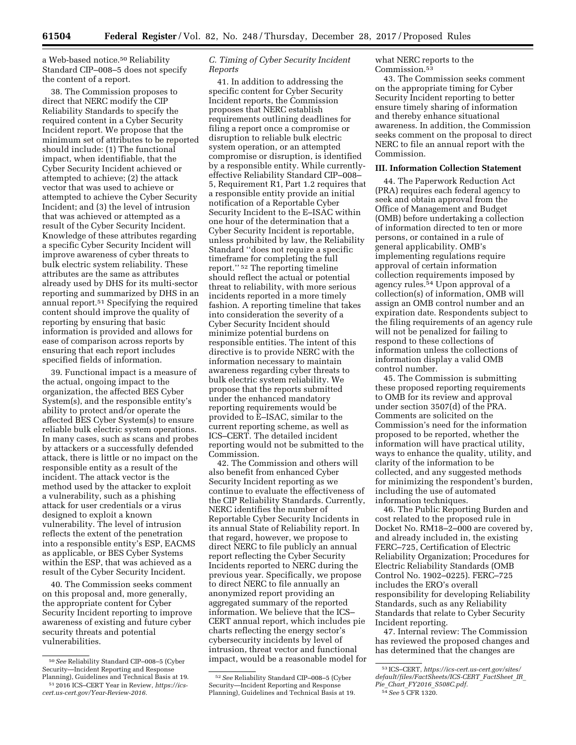a Web-based notice.[50] Reliability Standard CIP–008–5 does not specify the content of a report.

38. The Commission proposes to direct that NERC modify the CIP Reliability Standards to specify the required content in a Cyber Security Incident report. We propose that the minimum set of attributes to be reported should include: (1) The functional impact, when identifiable, that the Cyber Security Incident achieved or attempted to achieve; (2) the attack vector that was used to achieve or attempted to achieve the Cyber Security Incident; and (3) the level of intrusion that was achieved or attempted as a result of the Cyber Security Incident. Knowledge of these attributes regarding a specific Cyber Security Incident will improve awareness of cyber threats to bulk electric system reliability. These attributes are the same as attributes already used by DHS for its multi-sector reporting and summarized by DHS in an annual report.[51] Specifying the required content should improve the quality of reporting by ensuring that basic information is provided and allows for ease of comparison across reports by ensuring that each report includes specified fields of information.

39. Functional impact is a measure of the actual, ongoing impact to the organization, the affected BES Cyber System(s), and the responsible entity's ability to protect and/or operate the affected BES Cyber System(s) to ensure reliable bulk electric system operations. In many cases, such as scans and probes by attackers or a successfully defended attack, there is little or no impact on the responsible entity as a result of the incident. The attack vector is the method used by the attacker to exploit a vulnerability, such as a phishing attack for user credentials or a virus designed to exploit a known vulnerability. The level of intrusion reflects the extent of the penetration into a responsible entity's ESP, EACMS as applicable, or BES Cyber Systems within the ESP, that was achieved as a result of the Cyber Security Incident.

40. The Commission seeks comment on this proposal and, more generally, the appropriate content for Cyber Security Incident reporting to improve awareness of existing and future cyber security threats and potential vulnerabilities.

### *C. Timing of Cyber Security Incident Reports*

41. In addition to addressing the specific content for Cyber Security Incident reports, the Commission proposes that NERC establish requirements outlining deadlines for filing a report once a compromise or disruption to reliable bulk electric system operation, or an attempted compromise or disruption, is identified by a responsible entity. While currently-effective Reliability Standard CIP–008–5, Requirement R1, Part 1.2 requires that a responsible entity provide an initial notification of a Reportable Cyber Security Incident to the E–ISAC within one hour of the determination that a Cyber Security Incident is reportable, unless prohibited by law, the Reliability Standard ''does not require a specific timeframe for completing the full report.'' [52] The reporting timeline should reflect the actual or potential threat to reliability, with more serious incidents reported in a more timely fashion. A reporting timeline that takes into consideration the severity of a Cyber Security Incident should minimize potential burdens on responsible entities. The intent of this directive is to provide NERC with the information necessary to maintain awareness regarding cyber threats to bulk electric system reliability. We propose that the reports submitted under the enhanced mandatory reporting requirements would be provided to E–ISAC, similar to the current reporting scheme, as well as ICS–CERT. The detailed incident reporting would not be submitted to the Commission.

42. The Commission and others will also benefit from enhanced Cyber Security Incident reporting as we continue to evaluate the effectiveness of the CIP Reliability Standards. Currently, NERC identifies the number of Reportable Cyber Security Incidents in its annual State of Reliability report. In that regard, however, we propose to direct NERC to file publicly an annual report reflecting the Cyber Security Incidents reported to NERC during the previous year. Specifically, we propose to direct NERC to file annually an anonymized report providing an aggregated summary of the reported information. We believe that the ICS–CERT annual report, which includes pie charts reflecting the energy sector's cybersecurity incidents by level of intrusion, threat vector and functional impact, would be a reasonable model for what NERC reports to the Commission.[53]

43. The Commission seeks comment on the appropriate timing for Cyber Security Incident reporting to better ensure timely sharing of information and thereby enhance situational awareness. In addition, the Commission seeks comment on the proposal to direct NERC to file an annual report with the Commission.

## III. Information Collection Statement

44. The Paperwork Reduction Act (PRA) requires each federal agency to seek and obtain approval from the Office of Management and Budget (OMB) before undertaking a collection of information directed to ten or more persons, or contained in a rule of general applicability. OMB's implementing regulations require approval of certain information collection requirements imposed by agency rules.[54] Upon approval of a collection(s) of information, OMB will assign an OMB control number and an expiration date. Respondents subject to the filing requirements of an agency rule will not be penalized for failing to respond to these collections of information unless the collections of information display a valid OMB control number.

45. The Commission is submitting these proposed reporting requirements to OMB for its review and approval under section 3507(d) of the PRA. Comments are solicited on the Commission's need for the information proposed to be reported, whether the information will have practical utility, ways to enhance the quality, utility, and clarity of the information to be collected, and any suggested methods for minimizing the respondent's burden, including the use of automated information techniques.

46. The Public Reporting Burden and cost related to the proposed rule in Docket No. RM18–2–000 are covered by, and already included in, the existing FERC–725, Certification of Electric Reliability Organization; Procedures for Electric Reliability Standards (OMB Control No. 1902–0225). FERC–725 includes the ERO's overall responsibility for developing Reliability Standards, such as any Reliability Standards that relate to Cyber Security Incident reporting.

47. Internal review: The Commission has reviewed the proposed changes and has determined that the changes are

---

[50] *See* Reliability Standard CIP–008–5 (Cyber Security—Incident Reporting and Response Planning), Guidelines and Technical Basis at 19.

[51] 2016 ICS–CERT Year in Review, *https://ics-cert.us-cert.gov/Year-Review-2016.*

[52] *See* Reliability Standard CIP–008–5 (Cyber Security—Incident Reporting and Response Planning), Guidelines and Technical Basis at 19.

[53] ICS–CERT, *https://ics-cert.us-cert.gov/sites/default/files/FactSheets/ICS-CERT_FactSheet_IR_Pie_Chart_FY2016_S508C.pdf.*

[54] *See* 5 CFR 1320.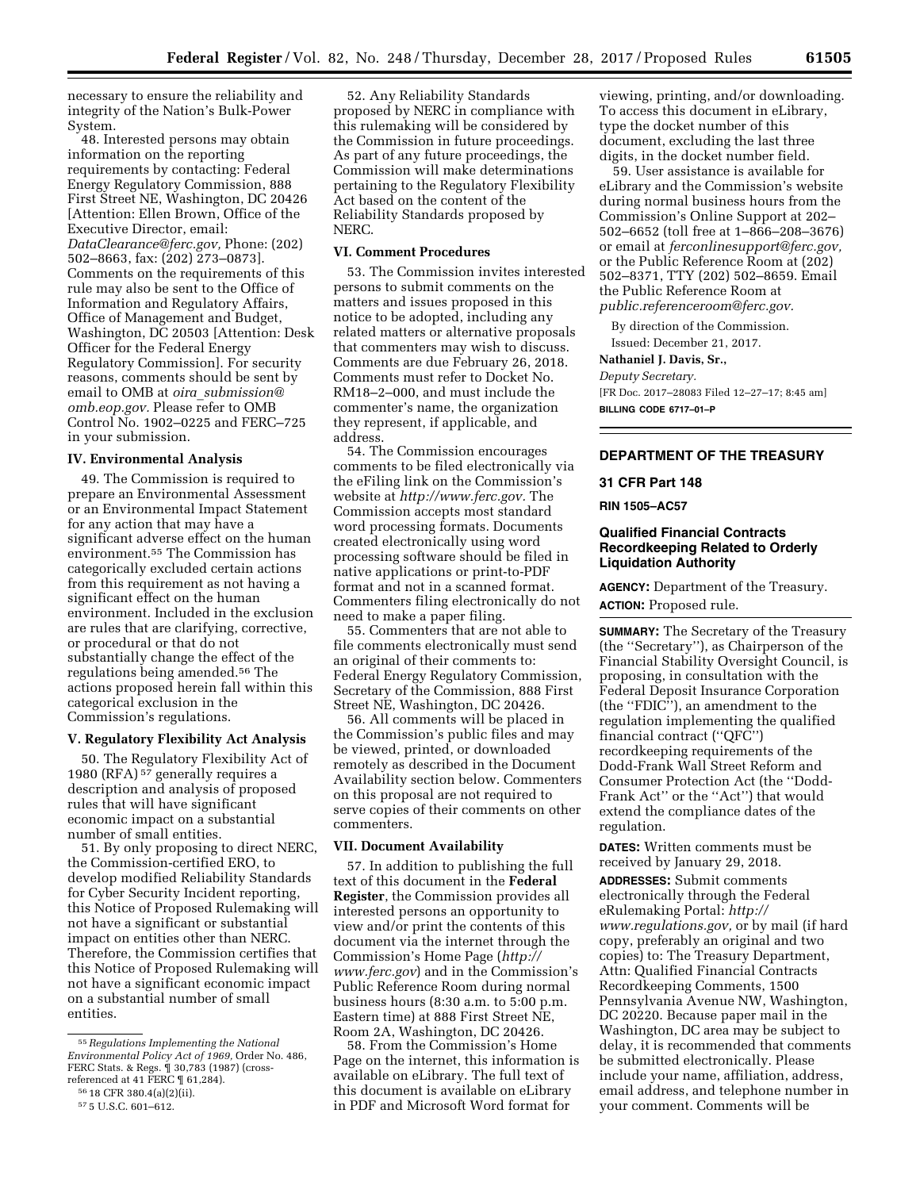necessary to ensure the reliability and integrity of the Nation's Bulk-Power System.

48. Interested persons may obtain information on the reporting requirements by contacting: Federal Energy Regulatory Commission, 888 First Street NE, Washington, DC 20426 [Attention: Ellen Brown, Office of the Executive Director, email: *DataClearance@ferc.gov,* Phone: (202) 502–8663, fax: (202) 273–0873]. Comments on the requirements of this rule may also be sent to the Office of Information and Regulatory Affairs, Office of Management and Budget, Washington, DC 20503 [Attention: Desk Officer for the Federal Energy Regulatory Commission]. For security reasons, comments should be sent by email to OMB at *oira_submission@omb.eop.gov.* Please refer to OMB Control No. 1902–0225 and FERC–725 in your submission.

### IV. Environmental Analysis

49. The Commission is required to prepare an Environmental Assessment or an Environmental Impact Statement for any action that may have a significant adverse effect on the human environment.[55] The Commission has categorically excluded certain actions from this requirement as not having a significant effect on the human environment. Included in the exclusion are rules that are clarifying, corrective, or procedural or that do not substantially change the effect of the regulations being amended.[56] The actions proposed herein fall within this categorical exclusion in the Commission's regulations.

### V. Regulatory Flexibility Act Analysis

50. The Regulatory Flexibility Act of 1980 (RFA)[57] generally requires a description and analysis of proposed rules that will have significant economic impact on a substantial number of small entities.

51. By only proposing to direct NERC, the Commission-certified ERO, to develop modified Reliability Standards for Cyber Security Incident reporting, this Notice of Proposed Rulemaking will not have a significant or substantial impact on entities other than NERC. Therefore, the Commission certifies that this Notice of Proposed Rulemaking will not have a significant economic impact on a substantial number of small entities.

52. Any Reliability Standards proposed by NERC in compliance with this rulemaking will be considered by the Commission in future proceedings. As part of any future proceedings, the Commission will make determinations pertaining to the Regulatory Flexibility Act based on the content of the Reliability Standards proposed by NERC.

### VI. Comment Procedures

53. The Commission invites interested persons to submit comments on the matters and issues proposed in this notice to be adopted, including any related matters or alternative proposals that commenters may wish to discuss. Comments are due February 26, 2018. Comments must refer to Docket No. RM18–2–000, and must include the commenter's name, the organization they represent, if applicable, and address.

54. The Commission encourages comments to be filed electronically via the eFiling link on the Commission's website at *http://www.ferc.gov.* The Commission accepts most standard word processing formats. Documents created electronically using word processing software should be filed in native applications or print-to-PDF format and not in a scanned format. Commenters filing electronically do not need to make a paper filing.

55. Commenters that are not able to file comments electronically must send an original of their comments to: Federal Energy Regulatory Commission, Secretary of the Commission, 888 First Street NE, Washington, DC 20426.

56. All comments will be placed in the Commission's public files and may be viewed, printed, or downloaded remotely as described in the Document Availability section below. Commenters on this proposal are not required to serve copies of their comments on other commenters.

### VII. Document Availability

57. In addition to publishing the full text of this document in the **Federal Register**, the Commission provides all interested persons an opportunity to view and/or print the contents of this document via the internet through the Commission's Home Page (*http://www.ferc.gov*) and in the Commission's Public Reference Room during normal business hours (8:30 a.m. to 5:00 p.m. Eastern time) at 888 First Street NE, Room 2A, Washington, DC 20426.

58. From the Commission's Home Page on the internet, this information is available on eLibrary. The full text of this document is available on eLibrary in PDF and Microsoft Word format for viewing, printing, and/or downloading. To access this document in eLibrary, type the docket number of this document, excluding the last three digits, in the docket number field.

59. User assistance is available for eLibrary and the Commission's website during normal business hours from the Commission's Online Support at 202–502–6652 (toll free at 1–866–208–3676) or email at *ferconlinesupport@ferc.gov,* or the Public Reference Room at (202) 502–8371, TTY (202) 502–8659. Email the Public Reference Room at *public.referenceroom@ferc.gov.*

By direction of the Commission.

Issued: December 21, 2017.

**Nathaniel J. Davis, Sr.,**

*Deputy Secretary.*

[FR Doc. 2017–28083 Filed 12–27–17; 8:45 am]

**BILLING CODE 6717–01–P**

---

[55] *Regulations Implementing the National Environmental Policy Act of 1969,* Order No. 486, FERC Stats. & Regs. ¶ 30,783 (1987) (cross-referenced at 41 FERC ¶ 61,284).

[56] 18 CFR 380.4(a)(2)(ii).

[57] 5 U.S.C. 601–612.

---

## DEPARTMENT OF THE TREASURY

### 31 CFR Part 148

### RIN 1505–AC57

## Qualified Financial Contracts Recordkeeping Related to Orderly Liquidation Authority

**AGENCY:** Department of the Treasury.

**ACTION:** Proposed rule.

**SUMMARY:** The Secretary of the Treasury (the "Secretary"), as Chairperson of the Financial Stability Oversight Council, is proposing, in consultation with the Federal Deposit Insurance Corporation (the "FDIC"), an amendment to the regulation implementing the qualified financial contract ("QFC") recordkeeping requirements of the Dodd-Frank Wall Street Reform and Consumer Protection Act (the "Dodd-Frank Act" or the "Act") that would extend the compliance dates of the regulation.

**DATES:** Written comments must be received by January 29, 2018.

**ADDRESSES:** Submit comments electronically through the Federal eRulemaking Portal: *http://www.regulations.gov,* or by mail (if hard copy, preferably an original and two copies) to: The Treasury Department, Attn: Qualified Financial Contracts Recordkeeping Comments, 1500 Pennsylvania Avenue NW, Washington, DC 20220. Because paper mail in the Washington, DC area may be subject to delay, it is recommended that comments be submitted electronically. Please include your name, affiliation, address, email address, and telephone number in your comment. Comments will be